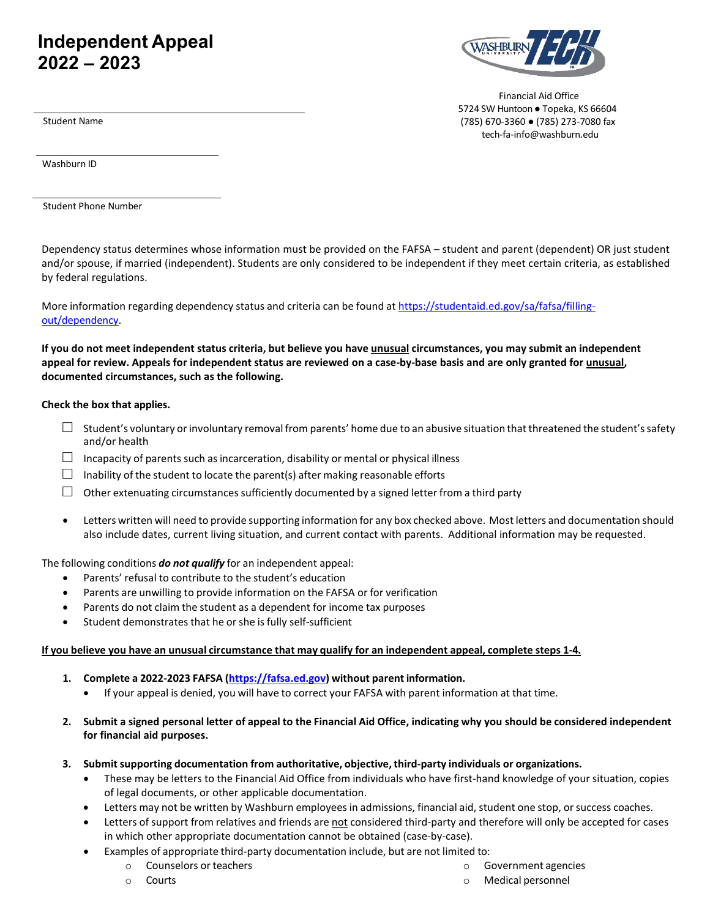# Independent Appeal
# 2022 – 2023

Financial Aid Office
5724 SW Huntoon ● Topeka, KS 66604
(785) 670-3360 ● (785) 273-7080 fax
tech-fa-info@washburn.edu

______________________________
Student Name

______________________________
Washburn ID

______________________________
Student Phone Number

Dependency status determines whose information must be provided on the FAFSA – student and parent (dependent) OR just student and/or spouse, if married (independent). Students are only considered to be independent if they meet certain criteria, as established by federal regulations.

More information regarding dependency status and criteria can be found at https://studentaid.ed.gov/sa/fafsa/filling-out/dependency.

**If you do not meet independent status criteria, but believe you have unusual circumstances, you may submit an independent appeal for review. Appeals for independent status are reviewed on a case-by-base basis and are only granted for unusual, documented circumstances, such as the following.**

**Check the box that applies.**

- ☐ Student's voluntary or involuntary removal from parents' home due to an abusive situation that threatened the student's safety and/or health
- ☐ Incapacity of parents such as incarceration, disability or mental or physical illness
- ☐ Inability of the student to locate the parent(s) after making reasonable efforts
- ☐ Other extenuating circumstances sufficiently documented by a signed letter from a third party

- Letters written will need to provide supporting information for any box checked above. Most letters and documentation should also include dates, current living situation, and current contact with parents. Additional information may be requested.

The following conditions ***do not qualify*** for an independent appeal:

- Parents' refusal to contribute to the student's education
- Parents are unwilling to provide information on the FAFSA or for verification
- Parents do not claim the student as a dependent for income tax purposes
- Student demonstrates that he or she is fully self-sufficient

**If you believe you have an unusual circumstance that may qualify for an independent appeal, complete steps 1-4.**

1. **Complete a 2022-2023 FAFSA (https://fafsa.ed.gov) without parent information.**
   - If your appeal is denied, you will have to correct your FAFSA with parent information at that time.

2. **Submit a signed personal letter of appeal to the Financial Aid Office, indicating why you should be considered independent for financial aid purposes.**

3. **Submit supporting documentation from authoritative, objective, third-party individuals or organizations.**
   - These may be letters to the Financial Aid Office from individuals who have first-hand knowledge of your situation, copies of legal documents, or other applicable documentation.
   - Letters may not be written by Washburn employees in admissions, financial aid, student one stop, or success coaches.
   - Letters of support from relatives and friends are not considered third-party and therefore will only be accepted for cases in which other appropriate documentation cannot be obtained (case-by-case).
   - Examples of appropriate third-party documentation include, but are not limited to:
     - Counselors or teachers
     - Courts
     - Government agencies
     - Medical personnel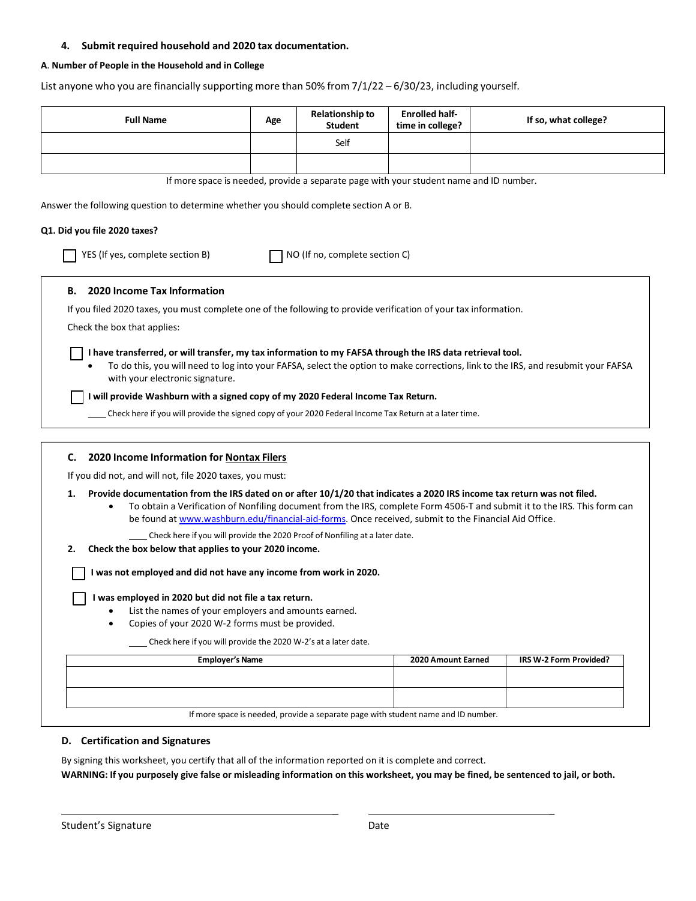## 4. Submit required household and 2020 tax documentation.

**A. Number of People in the Household and in College**

List anyone who you are financially supporting more than 50% from 7/1/22 – 6/30/23, including yourself.

| Full Name | Age | Relationship to Student | Enrolled half-time in college? | If so, what college? |
|---|---|---|---|---|
| | | Self | | |
| | | | | |

If more space is needed, provide a separate page with your student name and ID number.

Answer the following question to determine whether you should complete section A or B.

**Q1. Did you file 2020 taxes?**

☐ YES (If yes, complete section B) ☐ NO (If no, complete section C)

### B. 2020 Income Tax Information

If you filed 2020 taxes, you must complete one of the following to provide verification of your tax information.

Check the box that applies:

☐ **I have transferred, or will transfer, my tax information to my FAFSA through the IRS data retrieval tool.**
- To do this, you will need to log into your FAFSA, select the option to make corrections, link to the IRS, and resubmit your FAFSA with your electronic signature.

☐ **I will provide Washburn with a signed copy of my 2020 Federal Income Tax Return.**

____ Check here if you will provide the signed copy of your 2020 Federal Income Tax Return at a later time.

### C. 2020 Income Information for Nontax Filers

If you did not, and will not, file 2020 taxes, you must:

1. **Provide documentation from the IRS dated on or after 10/1/20 that indicates a 2020 IRS income tax return was not filed.**
   - To obtain a Verification of Nonfiling document from the IRS, complete Form 4506-T and submit it to the IRS. This form can be found at www.washburn.edu/financial-aid-forms. Once received, submit to the Financial Aid Office.

   ____ Check here if you will provide the 2020 Proof of Nonfiling at a later date.

2. **Check the box below that applies to your 2020 income.**

☐ **I was not employed and did not have any income from work in 2020.**

☐ **I was employed in 2020 but did not file a tax return.**
- List the names of your employers and amounts earned.
- Copies of your 2020 W-2 forms must be provided.

____ Check here if you will provide the 2020 W-2's at a later date.

| Employer's Name | 2020 Amount Earned | IRS W-2 Form Provided? |
|---|---|---|
| | | |
| | | |

If more space is needed, provide a separate page with student name and ID number.

### D. Certification and Signatures

By signing this worksheet, you certify that all of the information reported on it is complete and correct.

**WARNING: If you purposely give false or misleading information on this worksheet, you may be fined, be sentenced to jail, or both.**

_______________________________________ _______________________________

Student's Signature Date